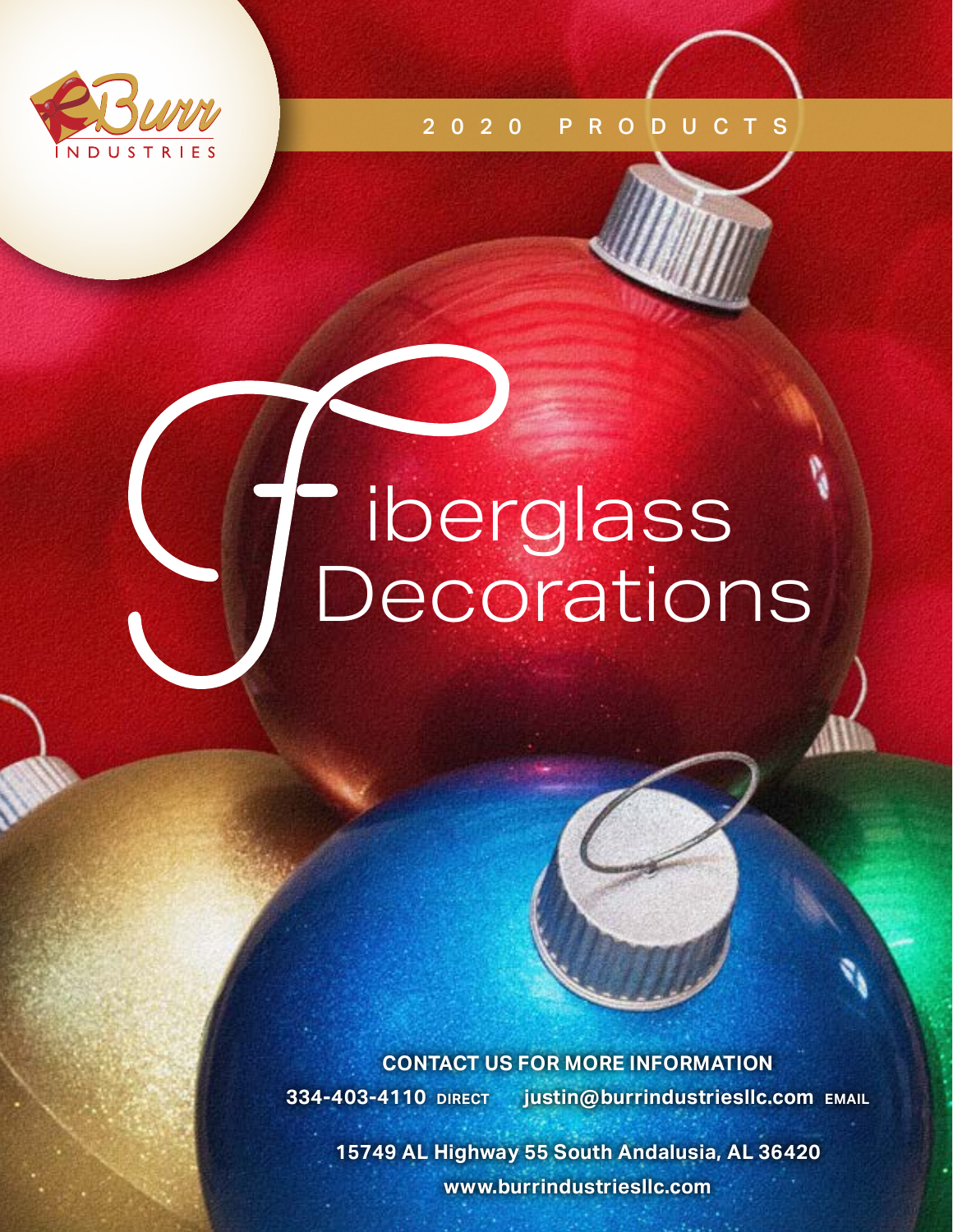Burr INDUSTRIES

2020 PRODUCTS

# Fiberglass Decorations

**CONTACT US FOR MORE INFORMATION**

**334-403-4110** DIRECT **justin@burrindustriesllc.com** EMAIL

**15749 AL Highway 55 South Andalusia, AL 36420**

**www.burrindustriesllc.com**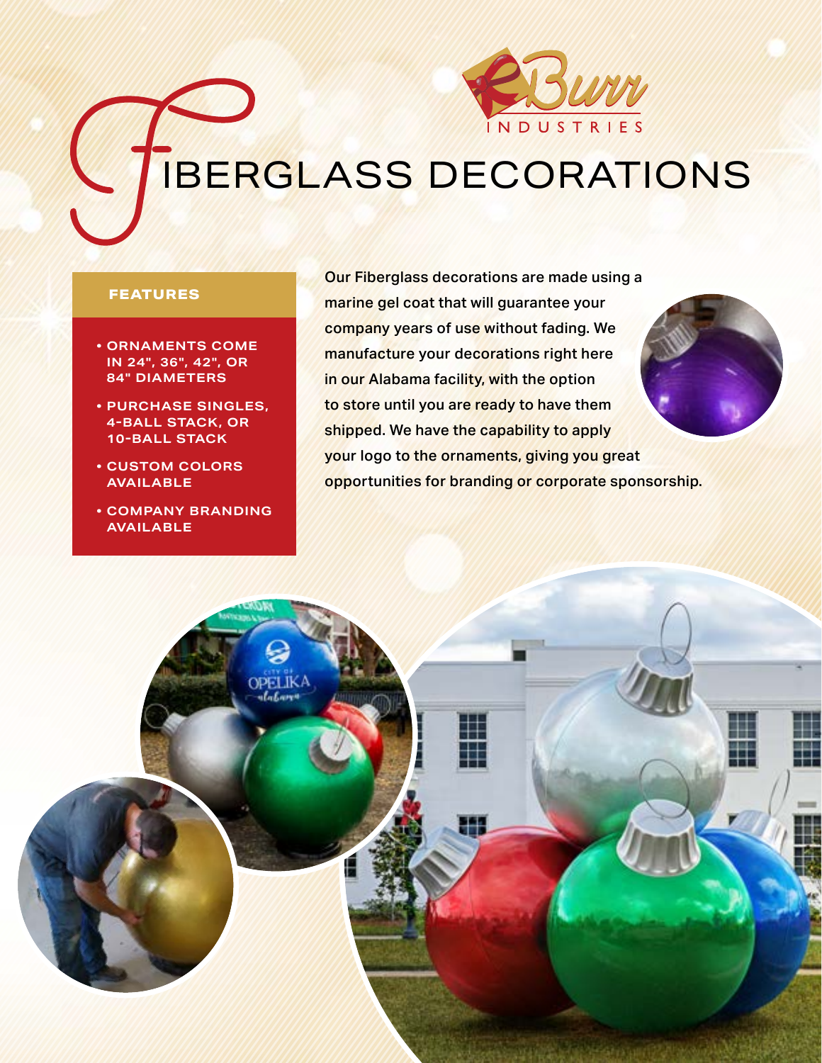Burr INDUSTRIES

# FIBERGLASS DECORATIONS

### FEATURES

- ORNAMENTS COME IN 24", 36", 42", OR 84" DIAMETERS
- PURCHASE SINGLES, 4-BALL STACK, OR 10-BALL STACK
- CUSTOM COLORS AVAILABLE
- COMPANY BRANDING AVAILABLE

Our Fiberglass decorations are made using a marine gel coat that will guarantee your company years of use without fading. We manufacture your decorations right here in our Alabama facility, with the option to store until you are ready to have them shipped. We have the capability to apply your logo to the ornaments, giving you great opportunities for branding or corporate sponsorship.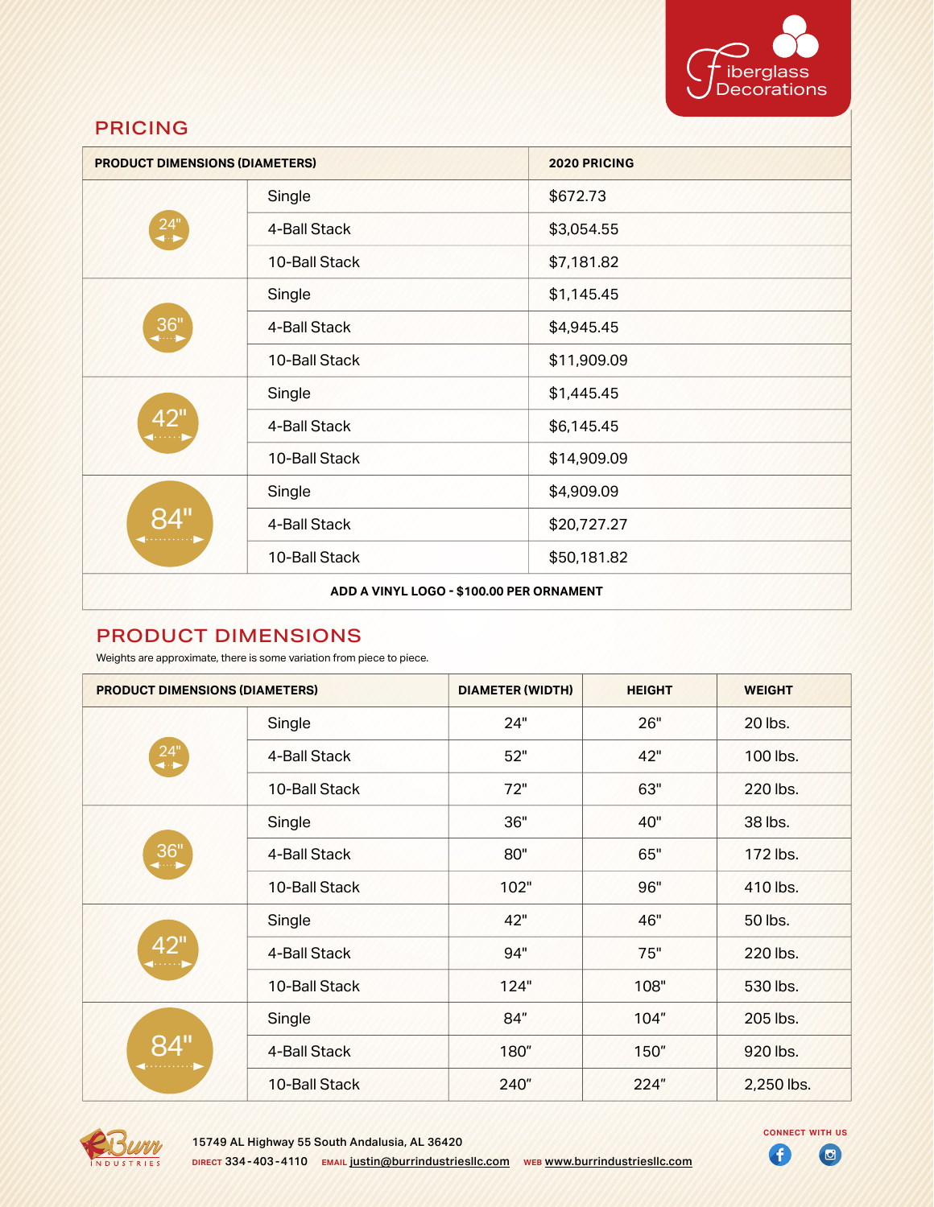Fiberglass Decorations

## PRICING

| PRODUCT DIMENSIONS (DIAMETERS) | | 2020 PRICING |
|---|---|---|
| 24" | Single | $672.73 |
| | 4-Ball Stack | $3,054.55 |
| | 10-Ball Stack | $7,181.82 |
| 36" | Single | $1,145.45 |
| | 4-Ball Stack | $4,945.45 |
| | 10-Ball Stack | $11,909.09 |
| 42" | Single | $1,445.45 |
| | 4-Ball Stack | $6,145.45 |
| | 10-Ball Stack | $14,909.09 |
| 84" | Single | $4,909.09 |
| | 4-Ball Stack | $20,727.27 |
| | 10-Ball Stack | $50,181.82 |
| ADD A VINYL LOGO - $100.00 PER ORNAMENT | | |

## PRODUCT DIMENSIONS

Weights are approximate, there is some variation from piece to piece.

| PRODUCT DIMENSIONS (DIAMETERS) | | DIAMETER (WIDTH) | HEIGHT | WEIGHT |
|---|---|---|---|---|
| 24" | Single | 24" | 26" | 20 lbs. |
| | 4-Ball Stack | 52" | 42" | 100 lbs. |
| | 10-Ball Stack | 72" | 63" | 220 lbs. |
| 36" | Single | 36" | 40" | 38 lbs. |
| | 4-Ball Stack | 80" | 65" | 172 lbs. |
| | 10-Ball Stack | 102" | 96" | 410 lbs. |
| 42" | Single | 42" | 46" | 50 lbs. |
| | 4-Ball Stack | 94" | 75" | 220 lbs. |
| | 10-Ball Stack | 124" | 108" | 530 lbs. |
| 84" | Single | 84" | 104" | 205 lbs. |
| | 4-Ball Stack | 180" | 150" | 920 lbs. |
| | 10-Ball Stack | 240" | 224" | 2,250 lbs. |

Burr Industries

15749 AL Highway 55 South Andalusia, AL 36420

DIRECT 334-403-4110 EMAIL justin@burrindustriesllc.com WEB www.burrindustriesllc.com

CONNECT WITH US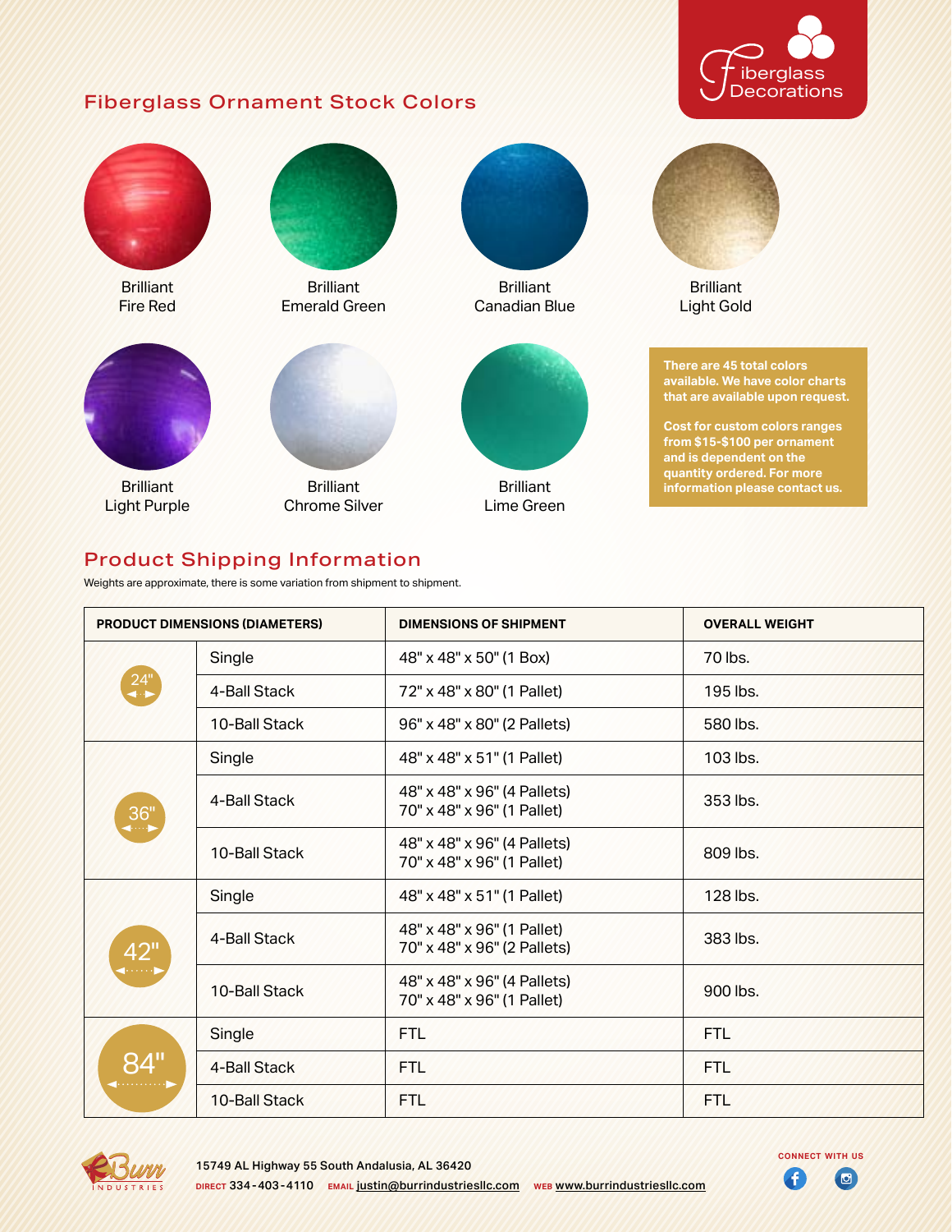Fiberglass Decorations

## Fiberglass Ornament Stock Colors

Brilliant Fire Red

Brilliant Emerald Green

Brilliant Canadian Blue

Brilliant Light Gold

Brilliant Light Purple

Brilliant Chrome Silver

Brilliant Lime Green

**There are 45 total colors available. We have color charts that are available upon request.**

**Cost for custom colors ranges from $15-$100 per ornament and is dependent on the quantity ordered. For more information please contact us.**

## Product Shipping Information

Weights are approximate, there is some variation from shipment to shipment.

| PRODUCT DIMENSIONS (DIAMETERS) | | DIMENSIONS OF SHIPMENT | OVERALL WEIGHT |
|---|---|---|---|
| 24" | Single | 48" x 48" x 50" (1 Box) | 70 lbs. |
| | 4-Ball Stack | 72" x 48" x 80" (1 Pallet) | 195 lbs. |
| | 10-Ball Stack | 96" x 48" x 80" (2 Pallets) | 580 lbs. |
| 36" | Single | 48" x 48" x 51" (1 Pallet) | 103 lbs. |
| | 4-Ball Stack | 48" x 48" x 96" (4 Pallets)<br>70" x 48" x 96" (1 Pallet) | 353 lbs. |
| | 10-Ball Stack | 48" x 48" x 96" (4 Pallets)<br>70" x 48" x 96" (1 Pallet) | 809 lbs. |
| 42" | Single | 48" x 48" x 51" (1 Pallet) | 128 lbs. |
| | 4-Ball Stack | 48" x 48" x 96" (1 Pallet)<br>70" x 48" x 96" (2 Pallets) | 383 lbs. |
| | 10-Ball Stack | 48" x 48" x 96" (4 Pallets)<br>70" x 48" x 96" (1 Pallet) | 900 lbs. |
| 84" | Single | FTL | FTL |
| | 4-Ball Stack | FTL | FTL |
| | 10-Ball Stack | FTL | FTL |

Burr Industries

15749 AL Highway 55 South Andalusia, AL 36420

DIRECT 334-403-4110 EMAIL justin@burrindustriesllc.com WEB www.burrindustriesllc.com

CONNECT WITH US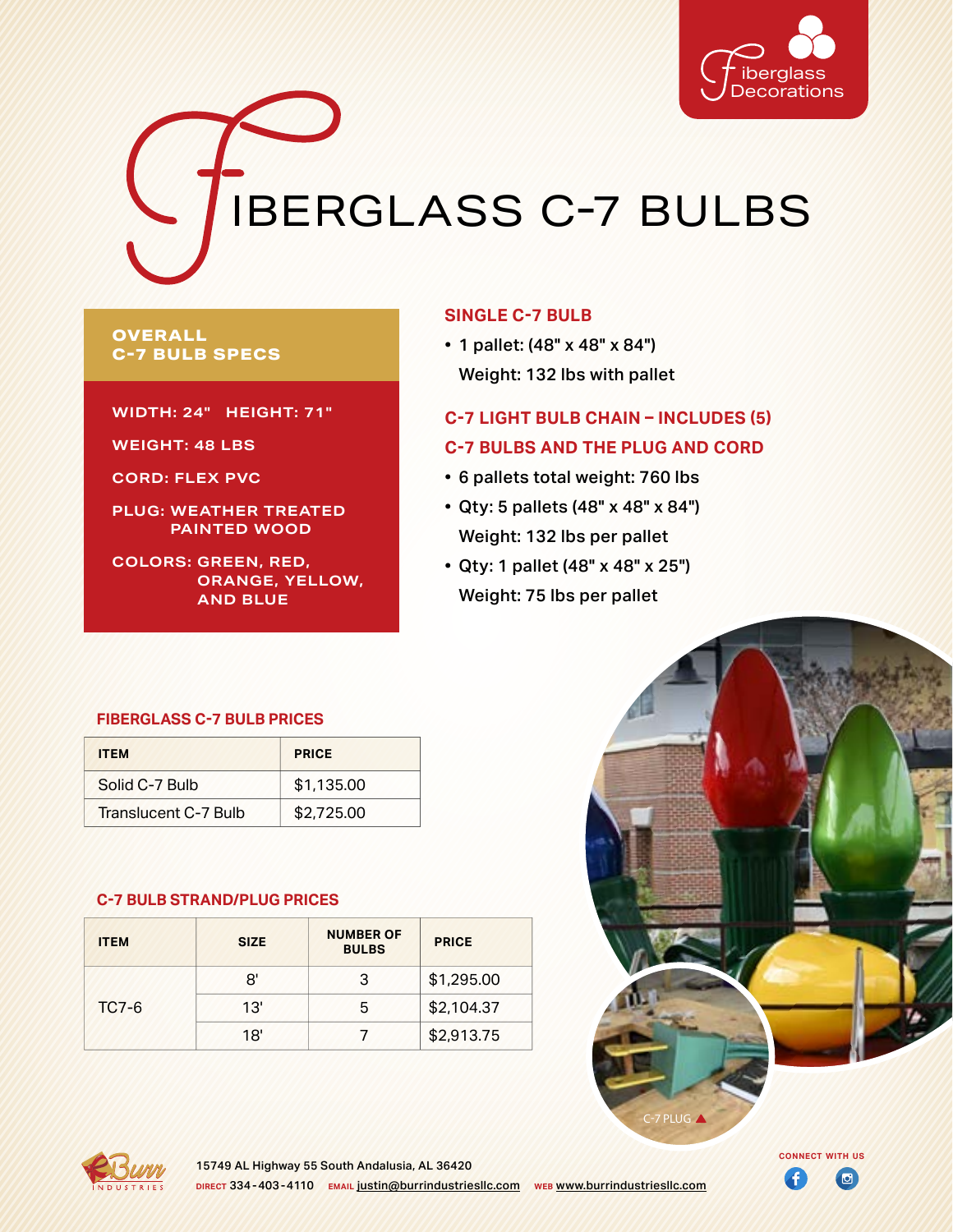# FIBERGLASS C-7 BULBS

## OVERALL C-7 BULB SPECS

**WIDTH: 24" HEIGHT: 71"**

**WEIGHT: 48 LBS**

**CORD: FLEX PVC**

**PLUG: WEATHER TREATED PAINTED WOOD**

**COLORS: GREEN, RED, ORANGE, YELLOW, AND BLUE**

## SINGLE C-7 BULB

- 1 pallet: (48" x 48" x 84")
  Weight: 132 lbs with pallet

## C-7 LIGHT BULB CHAIN – INCLUDES (5) C-7 BULBS AND THE PLUG AND CORD

- 6 pallets total weight: 760 lbs
- Qty: 5 pallets (48" x 48" x 84")
  Weight: 132 lbs per pallet
- Qty: 1 pallet (48" x 48" x 25")
  Weight: 75 lbs per pallet

### FIBERGLASS C-7 BULB PRICES

| ITEM | PRICE |
|---|---|
| Solid C-7 Bulb | $1,135.00 |
| Translucent C-7 Bulb | $2,725.00 |

### C-7 BULB STRAND/PLUG PRICES

| ITEM | SIZE | NUMBER OF BULBS | PRICE |
|---|---|---|---|
| TC7-6 | 8' | 3 | $1,295.00 |
| | 13' | 5 | $2,104.37 |
| | 18' | 7 | $2,913.75 |

C-7 PLUG ▲

15749 AL Highway 55 South Andalusia, AL 36420

DIRECT 334-403-4110 EMAIL justin@burrindustriesllc.com WEB www.burrindustriesllc.com

CONNECT WITH US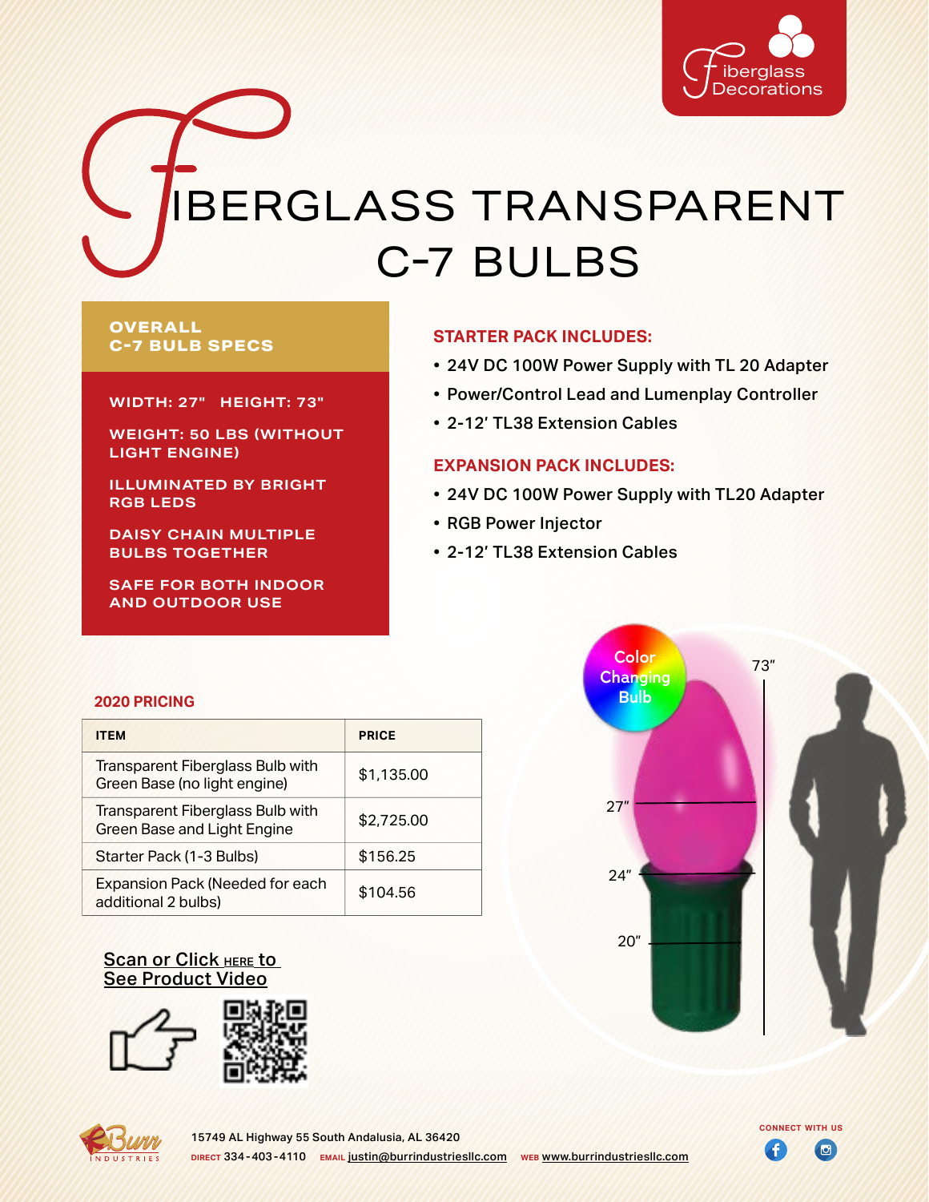Fiberglass Decorations

# FIBERGLASS TRANSPARENT C-7 BULBS

## OVERALL C-7 BULB SPECS

WIDTH: 27" HEIGHT: 73"

WEIGHT: 50 LBS (WITHOUT LIGHT ENGINE)

ILLUMINATED BY BRIGHT RGB LEDS

DAISY CHAIN MULTIPLE BULBS TOGETHER

SAFE FOR BOTH INDOOR AND OUTDOOR USE

## STARTER PACK INCLUDES:

- 24V DC 100W Power Supply with TL 20 Adapter
- Power/Control Lead and Lumenplay Controller
- 2-12' TL38 Extension Cables

## EXPANSION PACK INCLUDES:

- 24V DC 100W Power Supply with TL20 Adapter
- RGB Power Injector
- 2-12' TL38 Extension Cables

## 2020 PRICING

| ITEM | PRICE |
|---|---|
| Transparent Fiberglass Bulb with Green Base (no light engine) | $1,135.00 |
| Transparent Fiberglass Bulb with Green Base and Light Engine | $2,725.00 |
| Starter Pack (1-3 Bulbs) | $156.25 |
| Expansion Pack (Needed for each additional 2 bulbs) | $104.56 |

Scan or Click HERE to See Product Video

Color Changing Bulb

73″

27″

24″

20″

Burr Industries

15749 AL Highway 55 South Andalusia, AL 36420

DIRECT 334-403-4110 EMAIL justin@burrindustriesllc.com WEB www.burrindustriesllc.com

CONNECT WITH US